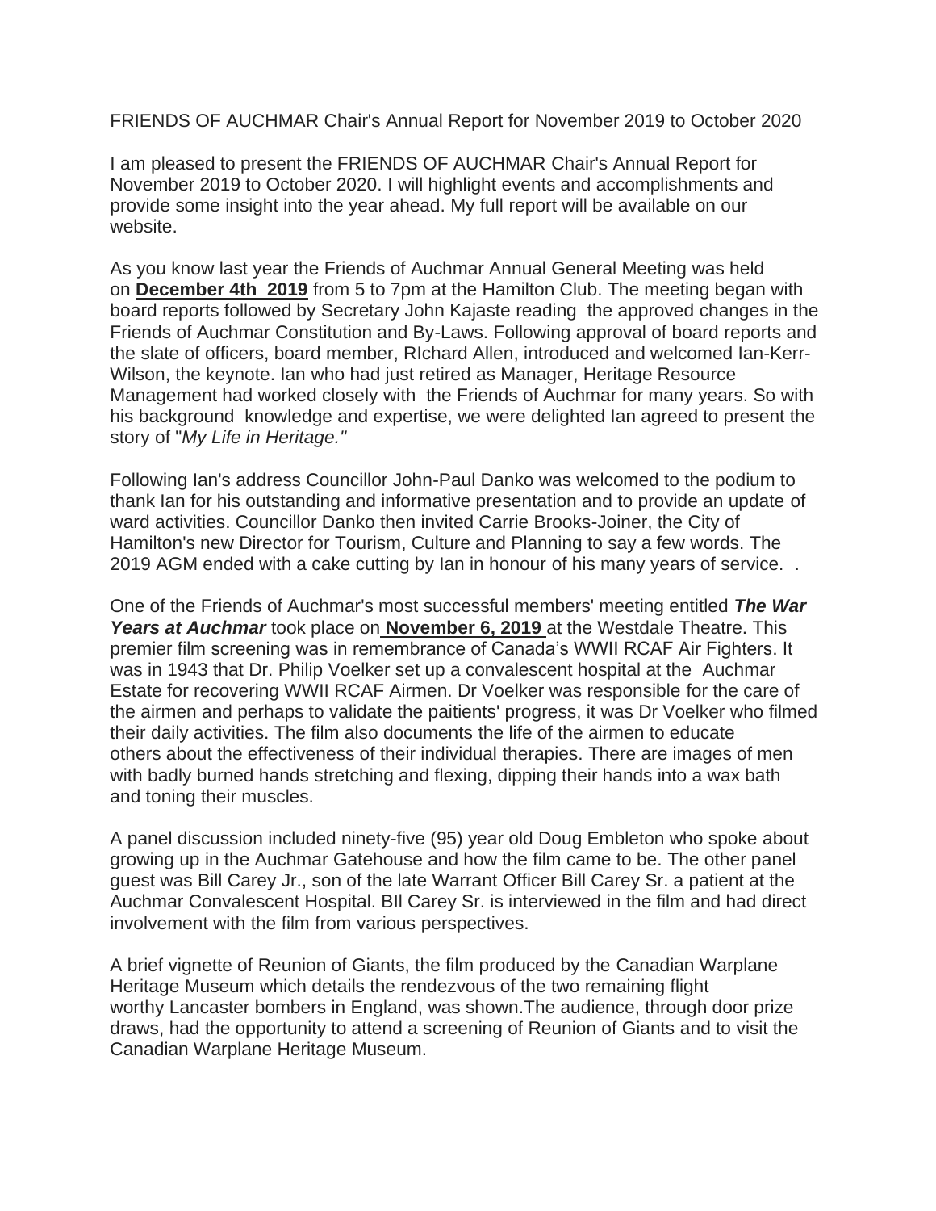FRIENDS OF AUCHMAR Chair's Annual Report for November 2019 to October 2020

I am pleased to present the FRIENDS OF AUCHMAR Chair's Annual Report for November 2019 to October 2020. I will highlight events and accomplishments and provide some insight into the year ahead. My full report will be available on our website.

As you know last year the Friends of Auchmar Annual General Meeting was held on **December 4th 2019** from 5 to 7pm at the Hamilton Club. The meeting began with board reports followed by Secretary John Kajaste reading the approved changes in the Friends of Auchmar Constitution and By-Laws. Following approval of board reports and the slate of officers, board member, RIchard Allen, introduced and welcomed Ian-Kerr-Wilson, the keynote. Ian who had just retired as Manager, Heritage Resource Management had worked closely with the Friends of Auchmar for many years. So with his background knowledge and expertise, we were delighted Ian agreed to present the story of "*My Life in Heritage."*

Following Ian's address Councillor John-Paul Danko was welcomed to the podium to thank Ian for his outstanding and informative presentation and to provide an update of ward activities. Councillor Danko then invited Carrie Brooks-Joiner, the City of Hamilton's new Director for Tourism, Culture and Planning to say a few words. The 2019 AGM ended with a cake cutting by Ian in honour of his many years of service. .

One of the Friends of Auchmar's most successful members' meeting entitled ***The War Years at Auchmar*** took place on **November 6, 2019** at the Westdale Theatre. This premier film screening was in remembrance of Canada's WWII RCAF Air Fighters. It was in 1943 that Dr. Philip Voelker set up a convalescent hospital at the Auchmar Estate for recovering WWII RCAF Airmen. Dr Voelker was responsible for the care of the airmen and perhaps to validate the paitients' progress, it was Dr Voelker who filmed their daily activities. The film also documents the life of the airmen to educate others about the effectiveness of their individual therapies. There are images of men with badly burned hands stretching and flexing, dipping their hands into a wax bath and toning their muscles.

A panel discussion included ninety-five (95) year old Doug Embleton who spoke about growing up in the Auchmar Gatehouse and how the film came to be. The other panel guest was Bill Carey Jr., son of the late Warrant Officer Bill Carey Sr. a patient at the Auchmar Convalescent Hospital. BIl Carey Sr. is interviewed in the film and had direct involvement with the film from various perspectives.

A brief vignette of Reunion of Giants, the film produced by the Canadian Warplane Heritage Museum which details the rendezvous of the two remaining flight worthy Lancaster bombers in England, was shown.The audience, through door prize draws, had the opportunity to attend a screening of Reunion of Giants and to visit the Canadian Warplane Heritage Museum.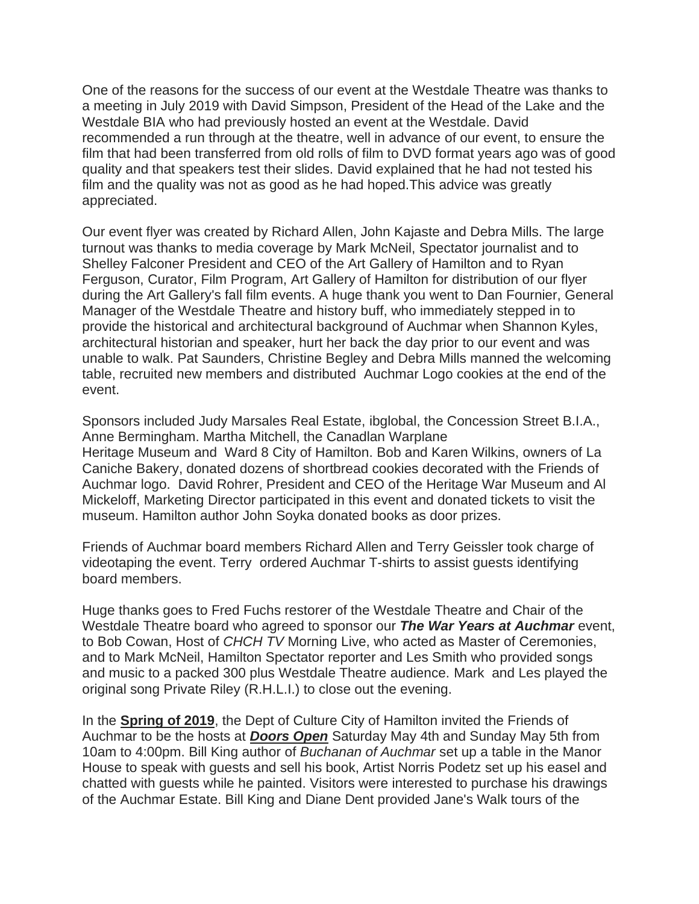One of the reasons for the success of our event at the Westdale Theatre was thanks to a meeting in July 2019 with David Simpson, President of the Head of the Lake and the Westdale BIA who had previously hosted an event at the Westdale. David recommended a run through at the theatre, well in advance of our event, to ensure the film that had been transferred from old rolls of film to DVD format years ago was of good quality and that speakers test their slides. David explained that he had not tested his film and the quality was not as good as he had hoped.This advice was greatly appreciated.

Our event flyer was created by Richard Allen, John Kajaste and Debra Mills. The large turnout was thanks to media coverage by Mark McNeil, Spectator journalist and to Shelley Falconer President and CEO of the Art Gallery of Hamilton and to Ryan Ferguson, Curator, Film Program, Art Gallery of Hamilton for distribution of our flyer during the Art Gallery's fall film events. A huge thank you went to Dan Fournier, General Manager of the Westdale Theatre and history buff, who immediately stepped in to provide the historical and architectural background of Auchmar when Shannon Kyles, architectural historian and speaker, hurt her back the day prior to our event and was unable to walk. Pat Saunders, Christine Begley and Debra Mills manned the welcoming table, recruited new members and distributed Auchmar Logo cookies at the end of the event.

Sponsors included Judy Marsales Real Estate, ibglobal, the Concession Street B.I.A., Anne Bermingham. Martha Mitchell, the Canadlan Warplane Heritage Museum and Ward 8 City of Hamilton. Bob and Karen Wilkins, owners of La Caniche Bakery, donated dozens of shortbread cookies decorated with the Friends of Auchmar logo. David Rohrer, President and CEO of the Heritage War Museum and Al Mickeloff, Marketing Director participated in this event and donated tickets to visit the museum. Hamilton author John Soyka donated books as door prizes.

Friends of Auchmar board members Richard Allen and Terry Geissler took charge of videotaping the event. Terry ordered Auchmar T-shirts to assist guests identifying board members.

Huge thanks goes to Fred Fuchs restorer of the Westdale Theatre and Chair of the Westdale Theatre board who agreed to sponsor our ***The War Years at Auchmar*** event, to Bob Cowan, Host of *CHCH TV* Morning Live, who acted as Master of Ceremonies, and to Mark McNeil, Hamilton Spectator reporter and Les Smith who provided songs and music to a packed 300 plus Westdale Theatre audience. Mark and Les played the original song Private Riley (R.H.L.I.) to close out the evening.

In the **Spring of 2019**, the Dept of Culture City of Hamilton invited the Friends of Auchmar to be the hosts at ***Doors Open*** Saturday May 4th and Sunday May 5th from 10am to 4:00pm. Bill King author of *Buchanan of Auchmar* set up a table in the Manor House to speak with guests and sell his book, Artist Norris Podetz set up his easel and chatted with guests while he painted. Visitors were interested to purchase his drawings of the Auchmar Estate. Bill King and Diane Dent provided Jane's Walk tours of the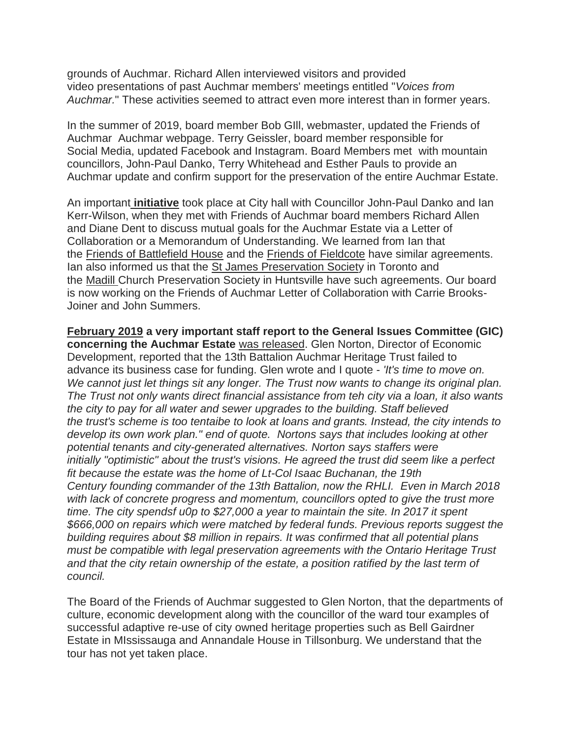grounds of Auchmar. Richard Allen interviewed visitors and provided video presentations of past Auchmar members' meetings entitled "*Voices from Auchmar*." These activities seemed to attract even more interest than in former years.

In the summer of 2019, board member Bob GIll, webmaster, updated the Friends of Auchmar Auchmar webpage. Terry Geissler, board member responsible for Social Media, updated Facebook and Instagram. Board Members met with mountain councillors, John-Paul Danko, Terry Whitehead and Esther Pauls to provide an Auchmar update and confirm support for the preservation of the entire Auchmar Estate.

An important **initiative** took place at City hall with Councillor John-Paul Danko and Ian Kerr-Wilson, when they met with Friends of Auchmar board members Richard Allen and Diane Dent to discuss mutual goals for the Auchmar Estate via a Letter of Collaboration or a Memorandum of Understanding. We learned from Ian that the Friends of Battlefield House and the Friends of Fieldcote have similar agreements. Ian also informed us that the St James Preservation Society in Toronto and the Madill Church Preservation Society in Huntsville have such agreements. Our board is now working on the Friends of Auchmar Letter of Collaboration with Carrie Brooks-Joiner and John Summers.

**February 2019 a very important staff report to the General Issues Committee (GIC) concerning the Auchmar Estate** was released. Glen Norton, Director of Economic Development, reported that the 13th Battalion Auchmar Heritage Trust failed to advance its business case for funding. Glen wrote and I quote - *'It's time to move on. We cannot just let things sit any longer. The Trust now wants to change its original plan. The Trust not only wants direct financial assistance from teh city via a loan, it also wants the city to pay for all water and sewer upgrades to the building. Staff believed the trust's scheme is too tentaibe to look at loans and grants. Instead, the city intends to develop its own work plan." end of quote. Nortons says that includes looking at other potential tenants and city-generated alternatives. Norton says staffers were initially "optimistic" about the trust's visions. He agreed the trust did seem like a perfect fit because the estate was the home of Lt-Col Isaac Buchanan, the 19th Century founding commander of the 13th Battalion, now the RHLI. Even in March 2018 with lack of concrete progress and momentum, councillors opted to give the trust more time. The city spendsf u0p to $27,000 a year to maintain the site. In 2017 it spent $666,000 on repairs which were matched by federal funds. Previous reports suggest the building requires about $8 million in repairs. It was confirmed that all potential plans must be compatible with legal preservation agreements with the Ontario Heritage Trust and that the city retain ownership of the estate, a position ratified by the last term of council.*

The Board of the Friends of Auchmar suggested to Glen Norton, that the departments of culture, economic development along with the councillor of the ward tour examples of successful adaptive re-use of city owned heritage properties such as Bell Gairdner Estate in MIssissauga and Annandale House in Tillsonburg. We understand that the tour has not yet taken place.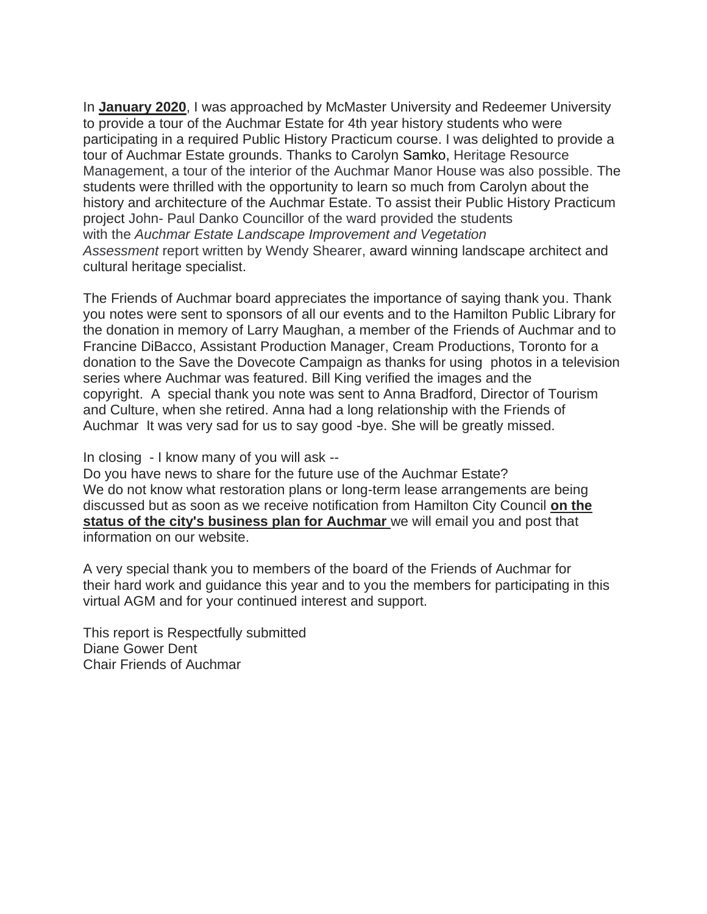In **January 2020**, I was approached by McMaster University and Redeemer University to provide a tour of the Auchmar Estate for 4th year history students who were participating in a required Public History Practicum course. I was delighted to provide a tour of Auchmar Estate grounds. Thanks to Carolyn Samko, Heritage Resource Management, a tour of the interior of the Auchmar Manor House was also possible. The students were thrilled with the opportunity to learn so much from Carolyn about the history and architecture of the Auchmar Estate. To assist their Public History Practicum project John- Paul Danko Councillor of the ward provided the students with the *Auchmar Estate Landscape Improvement and Vegetation Assessment* report written by Wendy Shearer, award winning landscape architect and cultural heritage specialist.

The Friends of Auchmar board appreciates the importance of saying thank you. Thank you notes were sent to sponsors of all our events and to the Hamilton Public Library for the donation in memory of Larry Maughan, a member of the Friends of Auchmar and to Francine DiBacco, Assistant Production Manager, Cream Productions, Toronto for a donation to the Save the Dovecote Campaign as thanks for using photos in a television series where Auchmar was featured. Bill King verified the images and the copyright. A special thank you note was sent to Anna Bradford, Director of Tourism and Culture, when she retired. Anna had a long relationship with the Friends of Auchmar It was very sad for us to say good -bye. She will be greatly missed.

In closing - I know many of you will ask --
Do you have news to share for the future use of the Auchmar Estate?
We do not know what restoration plans or long-term lease arrangements are being discussed but as soon as we receive notification from Hamilton City Council **on the status of the city's business plan for Auchmar** we will email you and post that information on our website.

A very special thank you to members of the board of the Friends of Auchmar for their hard work and guidance this year and to you the members for participating in this virtual AGM and for your continued interest and support.

This report is Respectfully submitted
Diane Gower Dent
Chair Friends of Auchmar